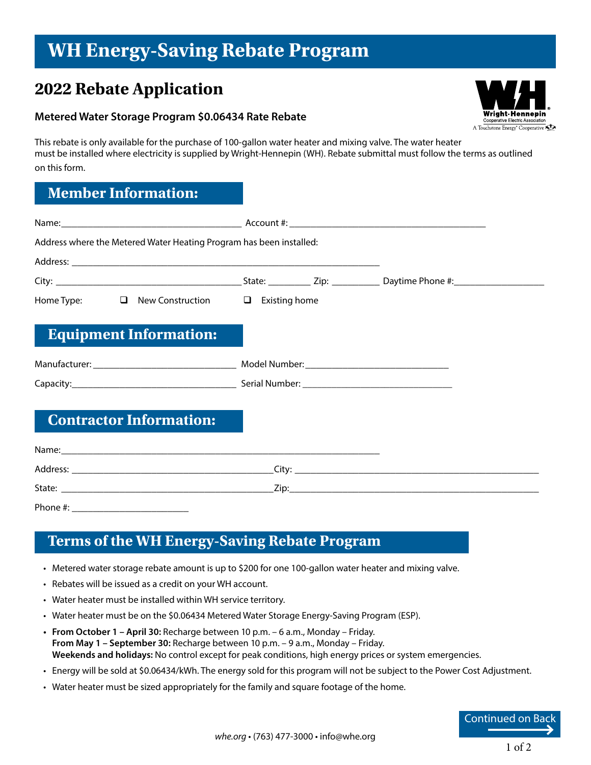# WH Energy-Saving Rebate Program

## 2022 Rebate Application

**Metered Water Storage Program $0.06434 Rate Rebate**

This rebate is only available for the purchase of 100-gallon water heater and mixing valve. The water heater must be installed where electricity is supplied by Wright-Hennepin (WH). Rebate submittal must follow the terms as outlined on this form.

## Member Information:

Name:_________________________________ Account #: ____________________________________

Address where the Metered Water Heating Program has been installed:

Address: ____________________________________________________________

City: ___________________________________ State: ________ Zip: _________ Daytime Phone #:_________________

Home Type: ❑ New Construction ❑ Existing home

## Equipment Information:

Manufacturer: ___________________________ Model Number:___________________________

Capacity:_______________________________ Serial Number: ____________________________

## Contractor Information:

Name:____________________________________________________________

Address: ______________________________________City: _____________________________________________

State: ________________________________________Zip:______________________________________________

Phone #: ______________________

## Terms of the WH Energy-Saving Rebate Program

- Metered water storage rebate amount is up to $200 for one 100-gallon water heater and mixing valve.
- Rebates will be issued as a credit on your WH account.
- Water heater must be installed within WH service territory.
- Water heater must be on the $0.06434 Metered Water Storage Energy-Saving Program (ESP).
- **From October 1 – April 30:** Recharge between 10 p.m. – 6 a.m., Monday – Friday.
  **From May 1 – September 30:** Recharge between 10 p.m. – 9 a.m., Monday – Friday.
  **Weekends and holidays:** No control except for peak conditions, high energy prices or system emergencies.
- Energy will be sold at $0.06434/kWh. The energy sold for this program will not be subject to the Power Cost Adjustment.
- Water heater must be sized appropriately for the family and square footage of the home.

Continued on Back

*whe.org* • (763) 477-3000 • info@whe.org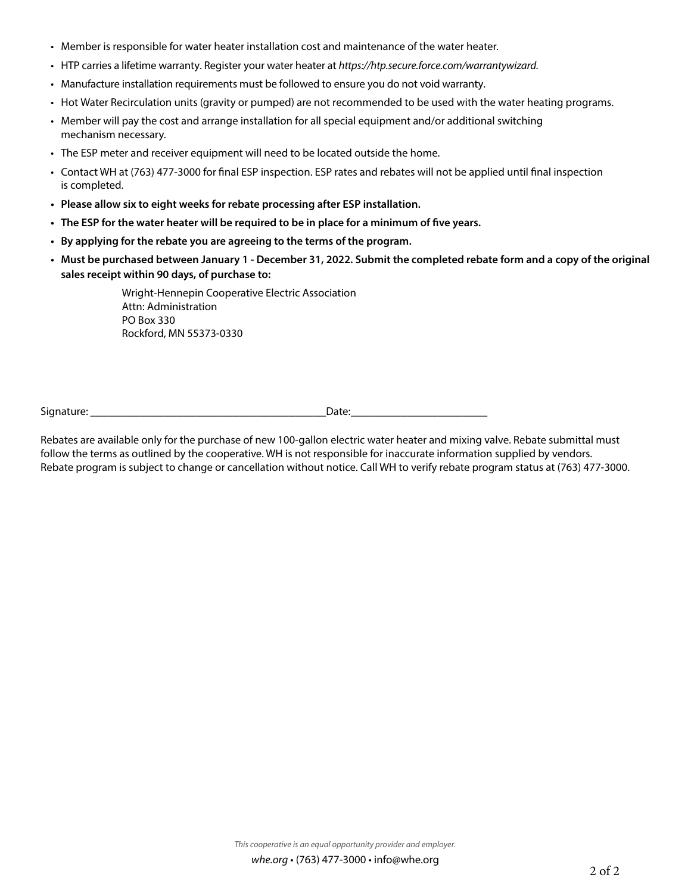- Member is responsible for water heater installation cost and maintenance of the water heater.
- HTP carries a lifetime warranty. Register your water heater at *https://htp.secure.force.com/warrantywizard.*
- Manufacture installation requirements must be followed to ensure you do not void warranty.
- Hot Water Recirculation units (gravity or pumped) are not recommended to be used with the water heating programs.
- Member will pay the cost and arrange installation for all special equipment and/or additional switching mechanism necessary.
- The ESP meter and receiver equipment will need to be located outside the home.
- Contact WH at (763) 477-3000 for final ESP inspection. ESP rates and rebates will not be applied until final inspection is completed.
- **Please allow six to eight weeks for rebate processing after ESP installation.**
- **The ESP for the water heater will be required to be in place for a minimum of five years.**
- **By applying for the rebate you are agreeing to the terms of the program.**
- **Must be purchased between January 1 - December 31, 2022. Submit the completed rebate form and a copy of the original sales receipt within 90 days, of purchase to:**

  Wright-Hennepin Cooperative Electric Association
  Attn: Administration
  PO Box 330
  Rockford, MN 55373-0330

Signature: ___________________________________________ Date: _________________________

Rebates are available only for the purchase of new 100-gallon electric water heater and mixing valve. Rebate submittal must follow the terms as outlined by the cooperative. WH is not responsible for inaccurate information supplied by vendors. Rebate program is subject to change or cancellation without notice. Call WH to verify rebate program status at (763) 477-3000.

*This cooperative is an equal opportunity provider and employer.*

*whe.org* • (763) 477-3000 • info@whe.org